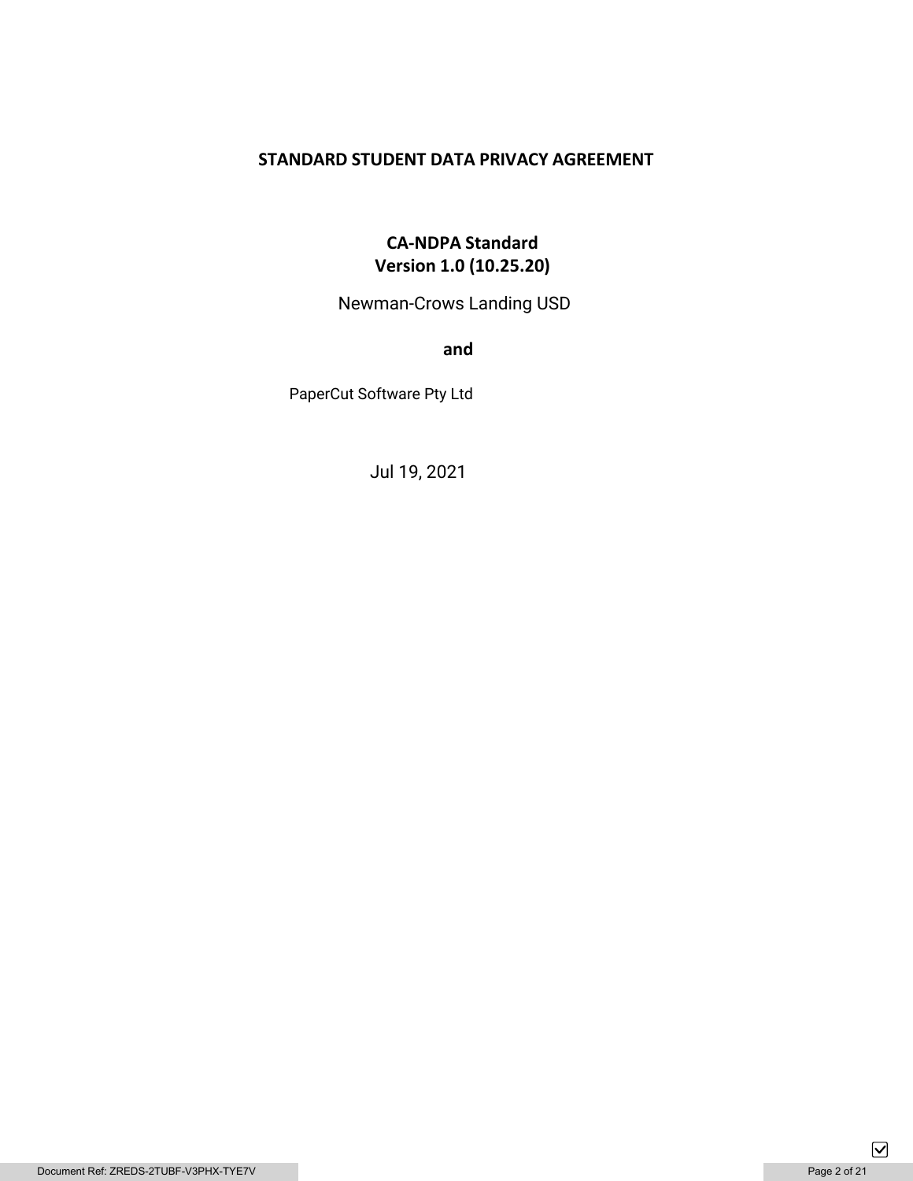# STANDARD STUDENT DATA PRIVACY AGREEMENT

**CA-NDPA Standard**
**Version 1.0 (10.25.20)**

Newman-Crows Landing USD

**and**

PaperCut Software Pty Ltd

Jul 19, 2021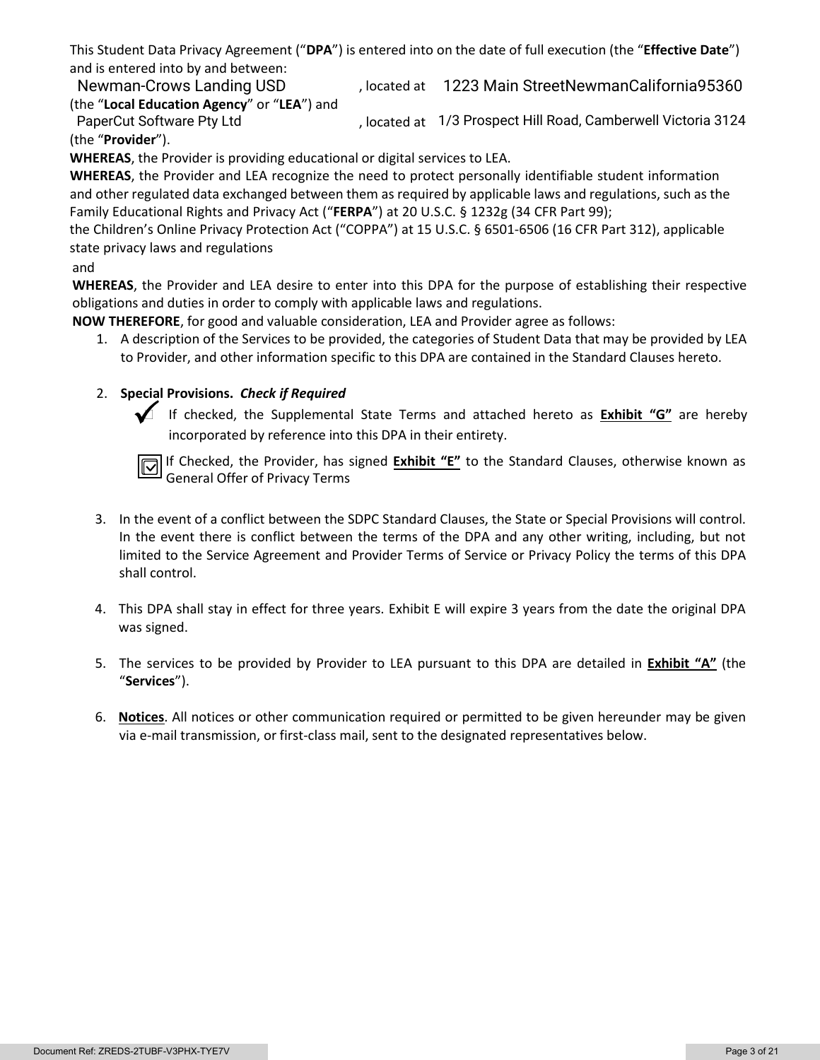This Student Data Privacy Agreement (“**DPA**”) is entered into on the date of full execution (the “**Effective Date**”) and is entered into by and between:

Newman-Crows Landing USD, located at 1223 Main StreetNewmanCalifornia95360 (the “**Local Education Agency**” or “**LEA**”) and

PaperCut Software Pty Ltd, located at 1/3 Prospect Hill Road, Camberwell Victoria 3124 (the “**Provider**”).

**WHEREAS**, the Provider is providing educational or digital services to LEA.

**WHEREAS**, the Provider and LEA recognize the need to protect personally identifiable student information and other regulated data exchanged between them as required by applicable laws and regulations, such as the Family Educational Rights and Privacy Act (“**FERPA**”) at 20 U.S.C. § 1232g (34 CFR Part 99); the Children’s Online Privacy Protection Act (“COPPA”) at 15 U.S.C. § 6501-6506 (16 CFR Part 312), applicable state privacy laws and regulations and

**WHEREAS**, the Provider and LEA desire to enter into this DPA for the purpose of establishing their respective obligations and duties in order to comply with applicable laws and regulations.

**NOW THEREFORE**, for good and valuable consideration, LEA and Provider agree as follows:

1. A description of the Services to be provided, the categories of Student Data that may be provided by LEA to Provider, and other information specific to this DPA are contained in the Standard Clauses hereto.

2. **Special Provisions.** ***Check if Required***

   ✓ If checked, the Supplemental State Terms and attached hereto as **Exhibit “G”** are hereby incorporated by reference into this DPA in their entirety.

   ☑ If Checked, the Provider, has signed **Exhibit “E”** to the Standard Clauses, otherwise known as General Offer of Privacy Terms

3. In the event of a conflict between the SDPC Standard Clauses, the State or Special Provisions will control. In the event there is conflict between the terms of the DPA and any other writing, including, but not limited to the Service Agreement and Provider Terms of Service or Privacy Policy the terms of this DPA shall control.

4. This DPA shall stay in effect for three years. Exhibit E will expire 3 years from the date the original DPA was signed.

5. The services to be provided by Provider to LEA pursuant to this DPA are detailed in **Exhibit “A”** (the “**Services**”).

6. **Notices**. All notices or other communication required or permitted to be given hereunder may be given via e-mail transmission, or first-class mail, sent to the designated representatives below.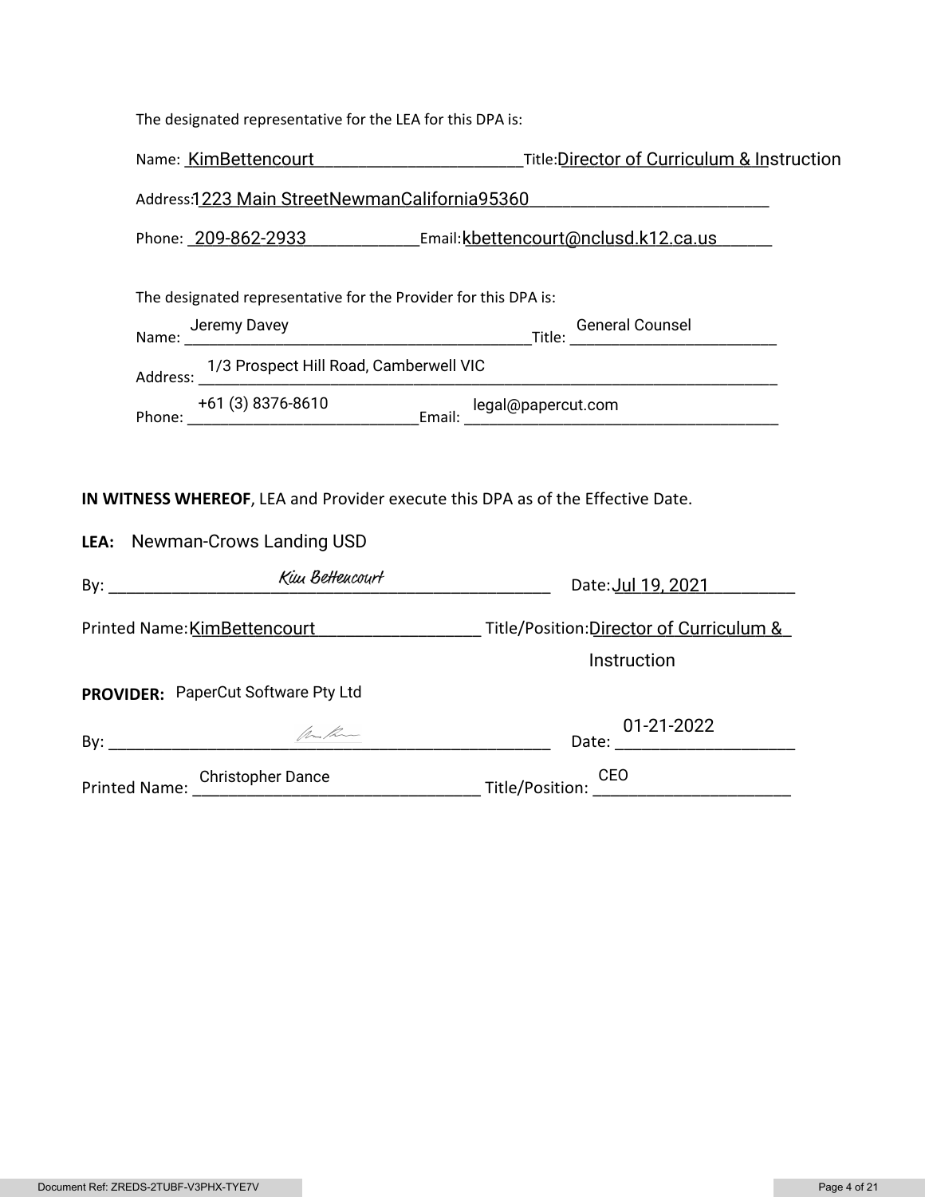The designated representative for the LEA for this DPA is:

Name: KimBettencourt Title: Director of Curriculum & Instruction

Address: 1223 Main StreetNewmanCalifornia95360

Phone: 209-862-2933 Email: kbettencourt@nclusd.k12.ca.us

The designated representative for the Provider for this DPA is:

Name: Jeremy Davey Title: General Counsel

Address: 1/3 Prospect Hill Road, Camberwell VIC

Phone: +61 (3) 8376-8610 Email: legal@papercut.com

**IN WITNESS WHEREOF**, LEA and Provider execute this DPA as of the Effective Date.

**LEA:** Newman-Crows Landing USD

By: *Kim Bettencourt* Date: Jul 19, 2021

Printed Name: KimBettencourt Title/Position: Director of Curriculum & Instruction

**PROVIDER:** PaperCut Software Pty Ltd

By: [signature] Date: 01-21-2022

Printed Name: Christopher Dance Title/Position: CEO

Document Ref: ZREDS-2TUBF-V3PHX-TYE7V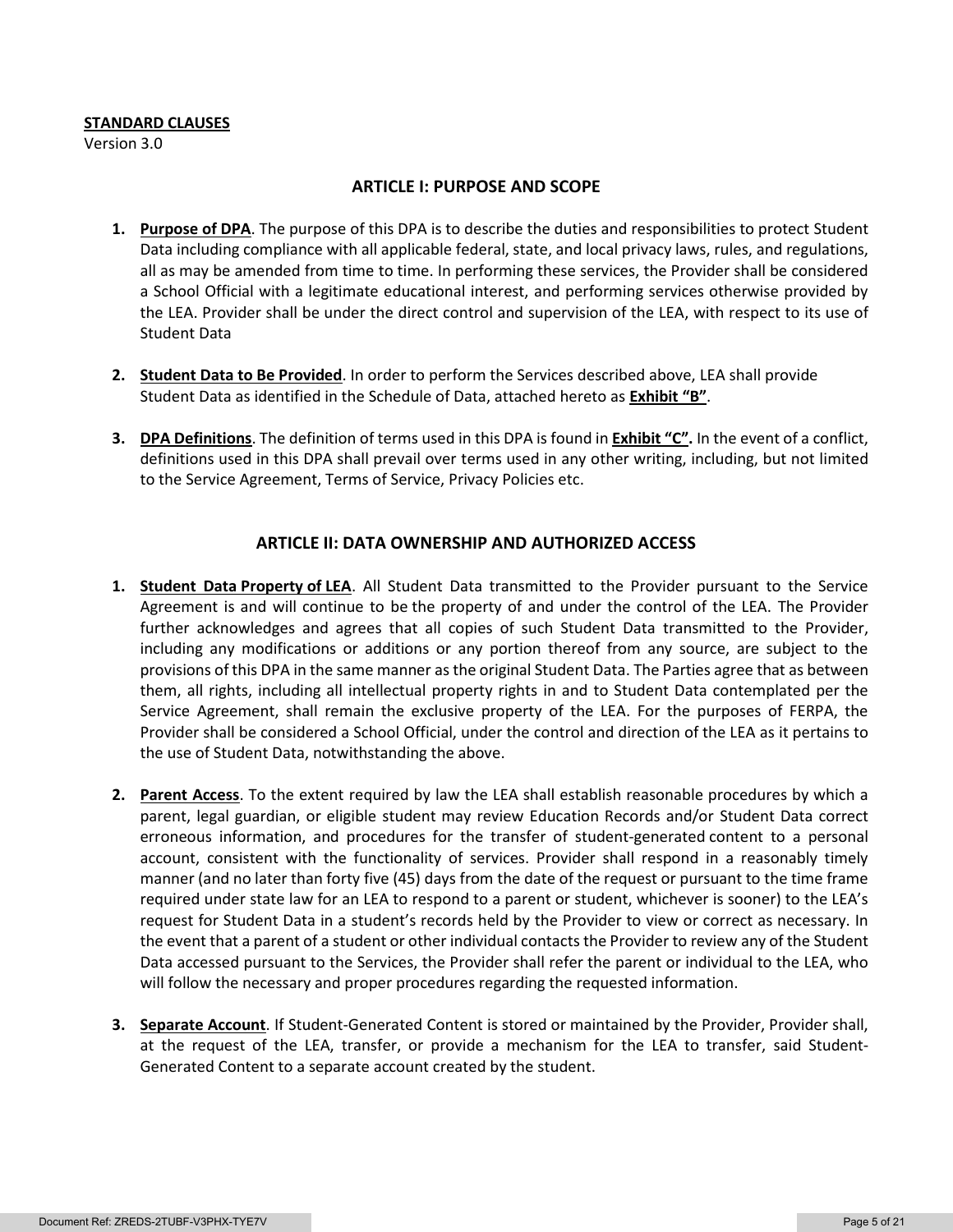**STANDARD CLAUSES**
Version 3.0

## ARTICLE I: PURPOSE AND SCOPE

1. **Purpose of DPA**. The purpose of this DPA is to describe the duties and responsibilities to protect Student Data including compliance with all applicable federal, state, and local privacy laws, rules, and regulations, all as may be amended from time to time. In performing these services, the Provider shall be considered a School Official with a legitimate educational interest, and performing services otherwise provided by the LEA. Provider shall be under the direct control and supervision of the LEA, with respect to its use of Student Data

2. **Student Data to Be Provided**. In order to perform the Services described above, LEA shall provide Student Data as identified in the Schedule of Data, attached hereto as **Exhibit "B"**.

3. **DPA Definitions**. The definition of terms used in this DPA is found in **Exhibit "C".** In the event of a conflict, definitions used in this DPA shall prevail over terms used in any other writing, including, but not limited to the Service Agreement, Terms of Service, Privacy Policies etc.

## ARTICLE II: DATA OWNERSHIP AND AUTHORIZED ACCESS

1. **Student Data Property of LEA**. All Student Data transmitted to the Provider pursuant to the Service Agreement is and will continue to be the property of and under the control of the LEA. The Provider further acknowledges and agrees that all copies of such Student Data transmitted to the Provider, including any modifications or additions or any portion thereof from any source, are subject to the provisions of this DPA in the same manner as the original Student Data. The Parties agree that as between them, all rights, including all intellectual property rights in and to Student Data contemplated per the Service Agreement, shall remain the exclusive property of the LEA. For the purposes of FERPA, the Provider shall be considered a School Official, under the control and direction of the LEA as it pertains to the use of Student Data, notwithstanding the above.

2. **Parent Access**. To the extent required by law the LEA shall establish reasonable procedures by which a parent, legal guardian, or eligible student may review Education Records and/or Student Data correct erroneous information, and procedures for the transfer of student-generated content to a personal account, consistent with the functionality of services. Provider shall respond in a reasonably timely manner (and no later than forty five (45) days from the date of the request or pursuant to the time frame required under state law for an LEA to respond to a parent or student, whichever is sooner) to the LEA's request for Student Data in a student's records held by the Provider to view or correct as necessary. In the event that a parent of a student or other individual contacts the Provider to review any of the Student Data accessed pursuant to the Services, the Provider shall refer the parent or individual to the LEA, who will follow the necessary and proper procedures regarding the requested information.

3. **Separate Account**. If Student-Generated Content is stored or maintained by the Provider, Provider shall, at the request of the LEA, transfer, or provide a mechanism for the LEA to transfer, said Student-Generated Content to a separate account created by the student.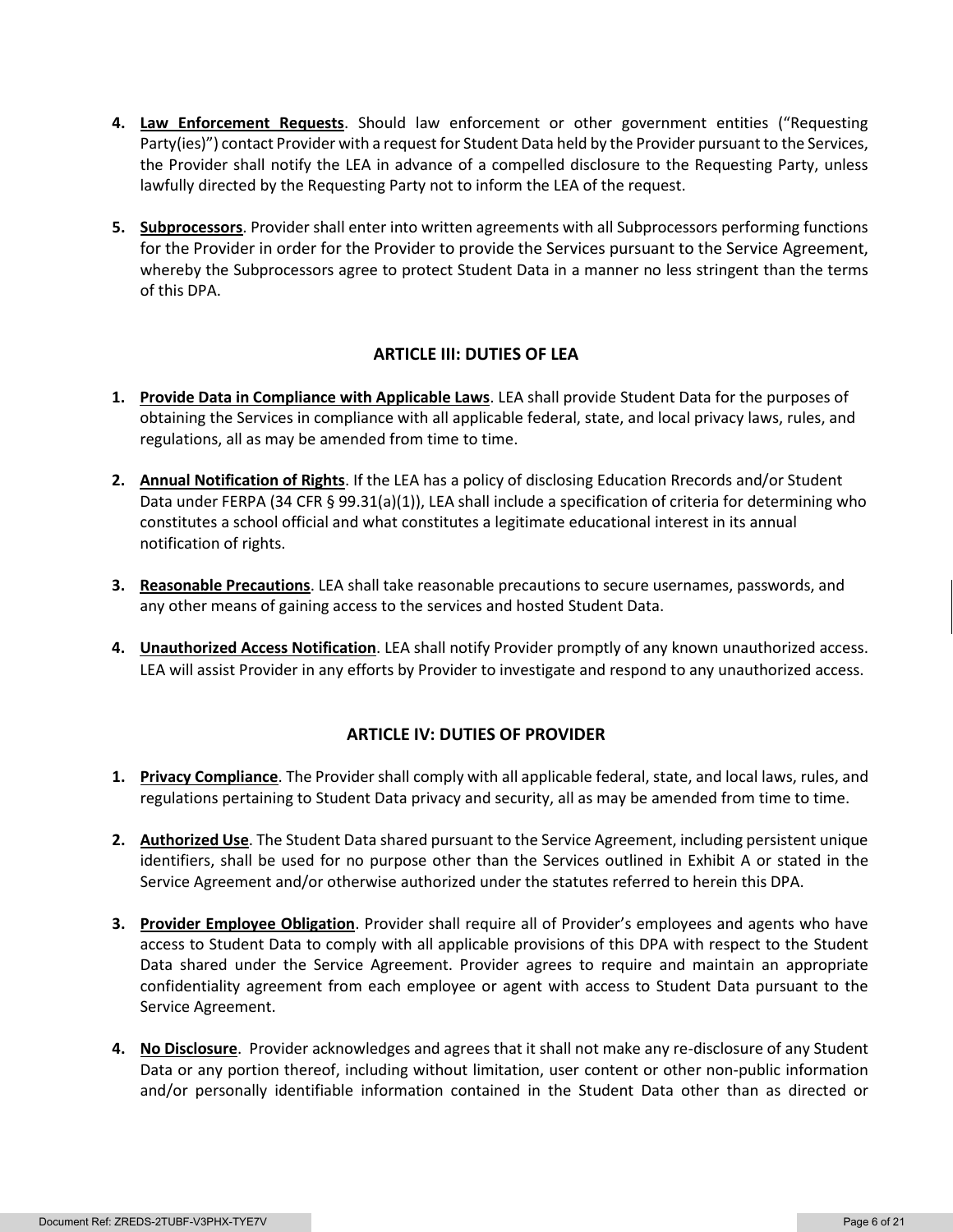4. **Law Enforcement Requests**. Should law enforcement or other government entities ("Requesting Party(ies)") contact Provider with a request for Student Data held by the Provider pursuant to the Services, the Provider shall notify the LEA in advance of a compelled disclosure to the Requesting Party, unless lawfully directed by the Requesting Party not to inform the LEA of the request.

5. **Subprocessors**. Provider shall enter into written agreements with all Subprocessors performing functions for the Provider in order for the Provider to provide the Services pursuant to the Service Agreement, whereby the Subprocessors agree to protect Student Data in a manner no less stringent than the terms of this DPA.

## ARTICLE III: DUTIES OF LEA

1. **Provide Data in Compliance with Applicable Laws**. LEA shall provide Student Data for the purposes of obtaining the Services in compliance with all applicable federal, state, and local privacy laws, rules, and regulations, all as may be amended from time to time.

2. **Annual Notification of Rights**. If the LEA has a policy of disclosing Education Rrecords and/or Student Data under FERPA (34 CFR § 99.31(a)(1)), LEA shall include a specification of criteria for determining who constitutes a school official and what constitutes a legitimate educational interest in its annual notification of rights.

3. **Reasonable Precautions**. LEA shall take reasonable precautions to secure usernames, passwords, and any other means of gaining access to the services and hosted Student Data.

4. **Unauthorized Access Notification**. LEA shall notify Provider promptly of any known unauthorized access. LEA will assist Provider in any efforts by Provider to investigate and respond to any unauthorized access.

## ARTICLE IV: DUTIES OF PROVIDER

1. **Privacy Compliance**. The Provider shall comply with all applicable federal, state, and local laws, rules, and regulations pertaining to Student Data privacy and security, all as may be amended from time to time.

2. **Authorized Use**. The Student Data shared pursuant to the Service Agreement, including persistent unique identifiers, shall be used for no purpose other than the Services outlined in Exhibit A or stated in the Service Agreement and/or otherwise authorized under the statutes referred to herein this DPA.

3. **Provider Employee Obligation**. Provider shall require all of Provider's employees and agents who have access to Student Data to comply with all applicable provisions of this DPA with respect to the Student Data shared under the Service Agreement. Provider agrees to require and maintain an appropriate confidentiality agreement from each employee or agent with access to Student Data pursuant to the Service Agreement.

4. **No Disclosure**. Provider acknowledges and agrees that it shall not make any re-disclosure of any Student Data or any portion thereof, including without limitation, user content or other non-public information and/or personally identifiable information contained in the Student Data other than as directed or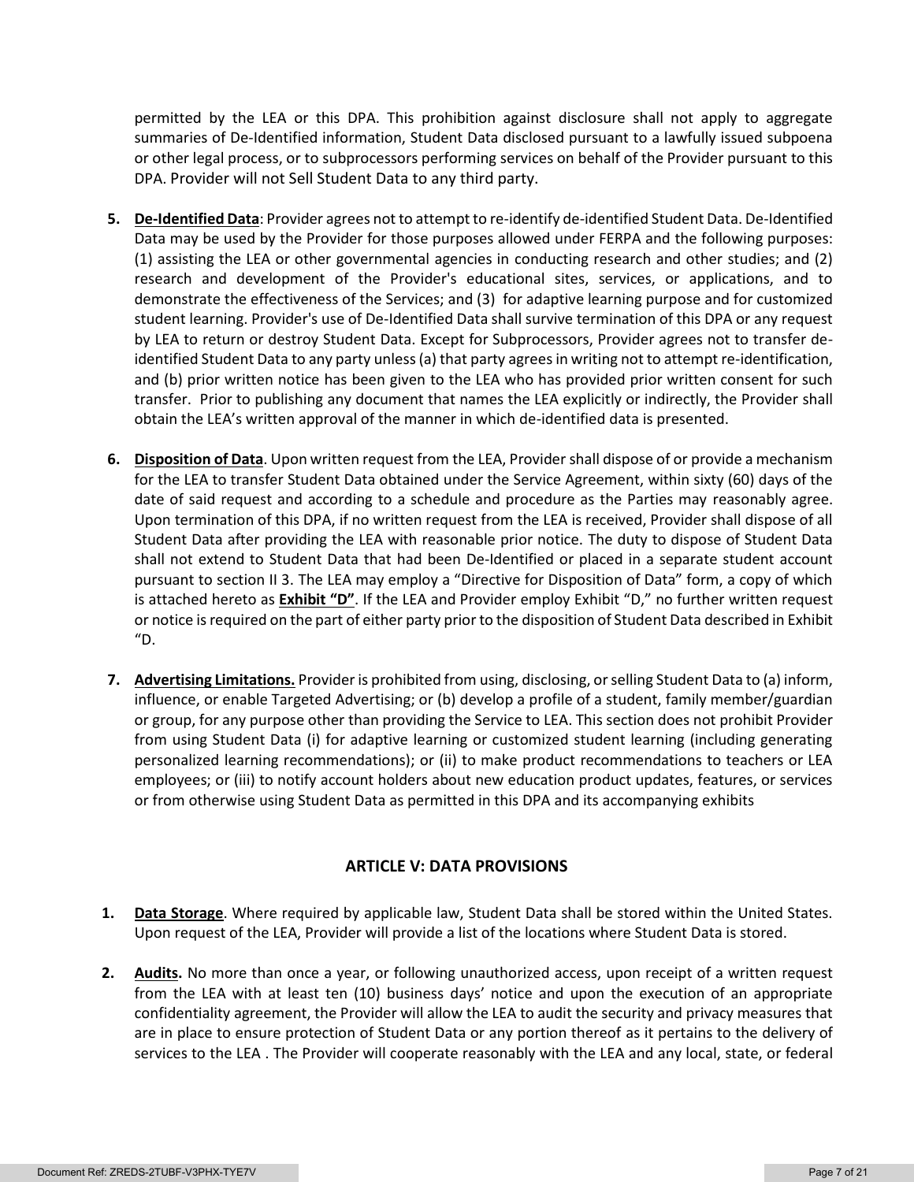permitted by the LEA or this DPA. This prohibition against disclosure shall not apply to aggregate summaries of De-Identified information, Student Data disclosed pursuant to a lawfully issued subpoena or other legal process, or to subprocessors performing services on behalf of the Provider pursuant to this DPA. Provider will not Sell Student Data to any third party.

5. **De-Identified Data**: Provider agrees not to attempt to re-identify de-identified Student Data. De-Identified Data may be used by the Provider for those purposes allowed under FERPA and the following purposes: (1) assisting the LEA or other governmental agencies in conducting research and other studies; and (2) research and development of the Provider's educational sites, services, or applications, and to demonstrate the effectiveness of the Services; and (3) for adaptive learning purpose and for customized student learning. Provider's use of De-Identified Data shall survive termination of this DPA or any request by LEA to return or destroy Student Data. Except for Subprocessors, Provider agrees not to transfer de-identified Student Data to any party unless (a) that party agrees in writing not to attempt re-identification, and (b) prior written notice has been given to the LEA who has provided prior written consent for such transfer. Prior to publishing any document that names the LEA explicitly or indirectly, the Provider shall obtain the LEA's written approval of the manner in which de-identified data is presented.

6. **Disposition of Data**. Upon written request from the LEA, Provider shall dispose of or provide a mechanism for the LEA to transfer Student Data obtained under the Service Agreement, within sixty (60) days of the date of said request and according to a schedule and procedure as the Parties may reasonably agree. Upon termination of this DPA, if no written request from the LEA is received, Provider shall dispose of all Student Data after providing the LEA with reasonable prior notice. The duty to dispose of Student Data shall not extend to Student Data that had been De-Identified or placed in a separate student account pursuant to section II 3. The LEA may employ a "Directive for Disposition of Data" form, a copy of which is attached hereto as **Exhibit "D"**. If the LEA and Provider employ Exhibit "D," no further written request or notice is required on the part of either party prior to the disposition of Student Data described in Exhibit "D.

7. **Advertising Limitations.** Provider is prohibited from using, disclosing, or selling Student Data to (a) inform, influence, or enable Targeted Advertising; or (b) develop a profile of a student, family member/guardian or group, for any purpose other than providing the Service to LEA. This section does not prohibit Provider from using Student Data (i) for adaptive learning or customized student learning (including generating personalized learning recommendations); or (ii) to make product recommendations to teachers or LEA employees; or (iii) to notify account holders about new education product updates, features, or services or from otherwise using Student Data as permitted in this DPA and its accompanying exhibits

## ARTICLE V: DATA PROVISIONS

1. **Data Storage**. Where required by applicable law, Student Data shall be stored within the United States. Upon request of the LEA, Provider will provide a list of the locations where Student Data is stored.

2. **Audits.** No more than once a year, or following unauthorized access, upon receipt of a written request from the LEA with at least ten (10) business days' notice and upon the execution of an appropriate confidentiality agreement, the Provider will allow the LEA to audit the security and privacy measures that are in place to ensure protection of Student Data or any portion thereof as it pertains to the delivery of services to the LEA . The Provider will cooperate reasonably with the LEA and any local, state, or federal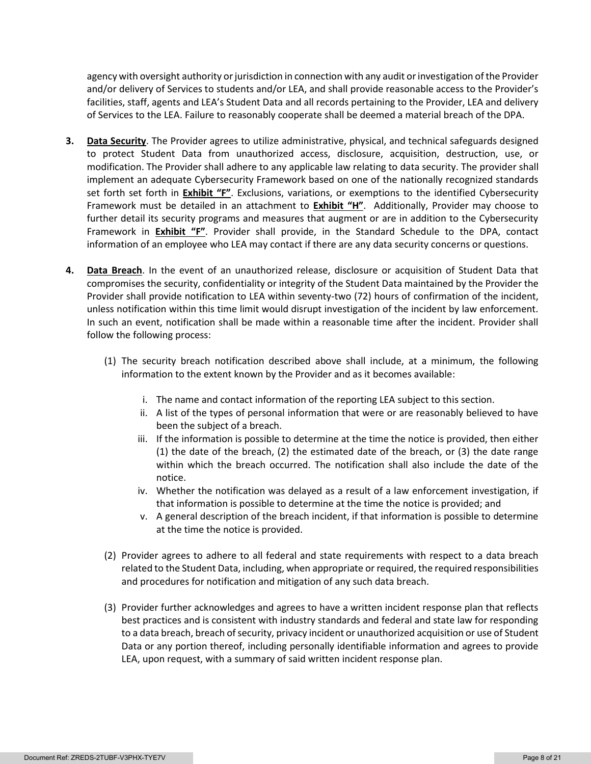agency with oversight authority or jurisdiction in connection with any audit or investigation of the Provider and/or delivery of Services to students and/or LEA, and shall provide reasonable access to the Provider's facilities, staff, agents and LEA's Student Data and all records pertaining to the Provider, LEA and delivery of Services to the LEA. Failure to reasonably cooperate shall be deemed a material breach of the DPA.

3. **Data Security**. The Provider agrees to utilize administrative, physical, and technical safeguards designed to protect Student Data from unauthorized access, disclosure, acquisition, destruction, use, or modification. The Provider shall adhere to any applicable law relating to data security. The provider shall implement an adequate Cybersecurity Framework based on one of the nationally recognized standards set forth set forth in **Exhibit "F"**. Exclusions, variations, or exemptions to the identified Cybersecurity Framework must be detailed in an attachment to **Exhibit "H"**. Additionally, Provider may choose to further detail its security programs and measures that augment or are in addition to the Cybersecurity Framework in **Exhibit "F"**. Provider shall provide, in the Standard Schedule to the DPA, contact information of an employee who LEA may contact if there are any data security concerns or questions.

4. **Data Breach**. In the event of an unauthorized release, disclosure or acquisition of Student Data that compromises the security, confidentiality or integrity of the Student Data maintained by the Provider the Provider shall provide notification to LEA within seventy-two (72) hours of confirmation of the incident, unless notification within this time limit would disrupt investigation of the incident by law enforcement. In such an event, notification shall be made within a reasonable time after the incident. Provider shall follow the following process:

   (1) The security breach notification described above shall include, at a minimum, the following information to the extent known by the Provider and as it becomes available:

      i. The name and contact information of the reporting LEA subject to this section.
      ii. A list of the types of personal information that were or are reasonably believed to have been the subject of a breach.
      iii. If the information is possible to determine at the time the notice is provided, then either (1) the date of the breach, (2) the estimated date of the breach, or (3) the date range within which the breach occurred. The notification shall also include the date of the notice.
      iv. Whether the notification was delayed as a result of a law enforcement investigation, if that information is possible to determine at the time the notice is provided; and
      v. A general description of the breach incident, if that information is possible to determine at the time the notice is provided.

   (2) Provider agrees to adhere to all federal and state requirements with respect to a data breach related to the Student Data, including, when appropriate or required, the required responsibilities and procedures for notification and mitigation of any such data breach.

   (3) Provider further acknowledges and agrees to have a written incident response plan that reflects best practices and is consistent with industry standards and federal and state law for responding to a data breach, breach of security, privacy incident or unauthorized acquisition or use of Student Data or any portion thereof, including personally identifiable information and agrees to provide LEA, upon request, with a summary of said written incident response plan.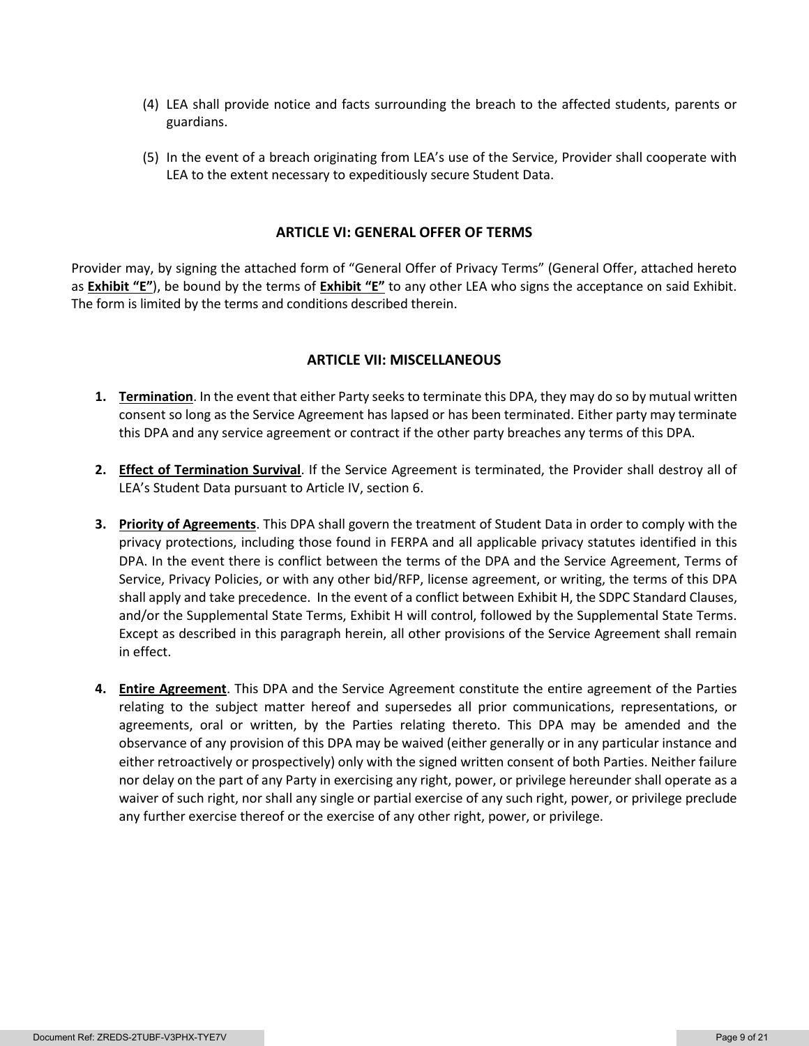(4) LEA shall provide notice and facts surrounding the breach to the affected students, parents or guardians.

(5) In the event of a breach originating from LEA's use of the Service, Provider shall cooperate with LEA to the extent necessary to expeditiously secure Student Data.

## ARTICLE VI: GENERAL OFFER OF TERMS

Provider may, by signing the attached form of "General Offer of Privacy Terms" (General Offer, attached hereto as **Exhibit "E"**), be bound by the terms of **Exhibit "E"** to any other LEA who signs the acceptance on said Exhibit. The form is limited by the terms and conditions described therein.

## ARTICLE VII: MISCELLANEOUS

1. **Termination**. In the event that either Party seeks to terminate this DPA, they may do so by mutual written consent so long as the Service Agreement has lapsed or has been terminated. Either party may terminate this DPA and any service agreement or contract if the other party breaches any terms of this DPA.

2. **Effect of Termination Survival**. If the Service Agreement is terminated, the Provider shall destroy all of LEA's Student Data pursuant to Article IV, section 6.

3. **Priority of Agreements**. This DPA shall govern the treatment of Student Data in order to comply with the privacy protections, including those found in FERPA and all applicable privacy statutes identified in this DPA. In the event there is conflict between the terms of the DPA and the Service Agreement, Terms of Service, Privacy Policies, or with any other bid/RFP, license agreement, or writing, the terms of this DPA shall apply and take precedence. In the event of a conflict between Exhibit H, the SDPC Standard Clauses, and/or the Supplemental State Terms, Exhibit H will control, followed by the Supplemental State Terms. Except as described in this paragraph herein, all other provisions of the Service Agreement shall remain in effect.

4. **Entire Agreement**. This DPA and the Service Agreement constitute the entire agreement of the Parties relating to the subject matter hereof and supersedes all prior communications, representations, or agreements, oral or written, by the Parties relating thereto. This DPA may be amended and the observance of any provision of this DPA may be waived (either generally or in any particular instance and either retroactively or prospectively) only with the signed written consent of both Parties. Neither failure nor delay on the part of any Party in exercising any right, power, or privilege hereunder shall operate as a waiver of such right, nor shall any single or partial exercise of any such right, power, or privilege preclude any further exercise thereof or the exercise of any other right, power, or privilege.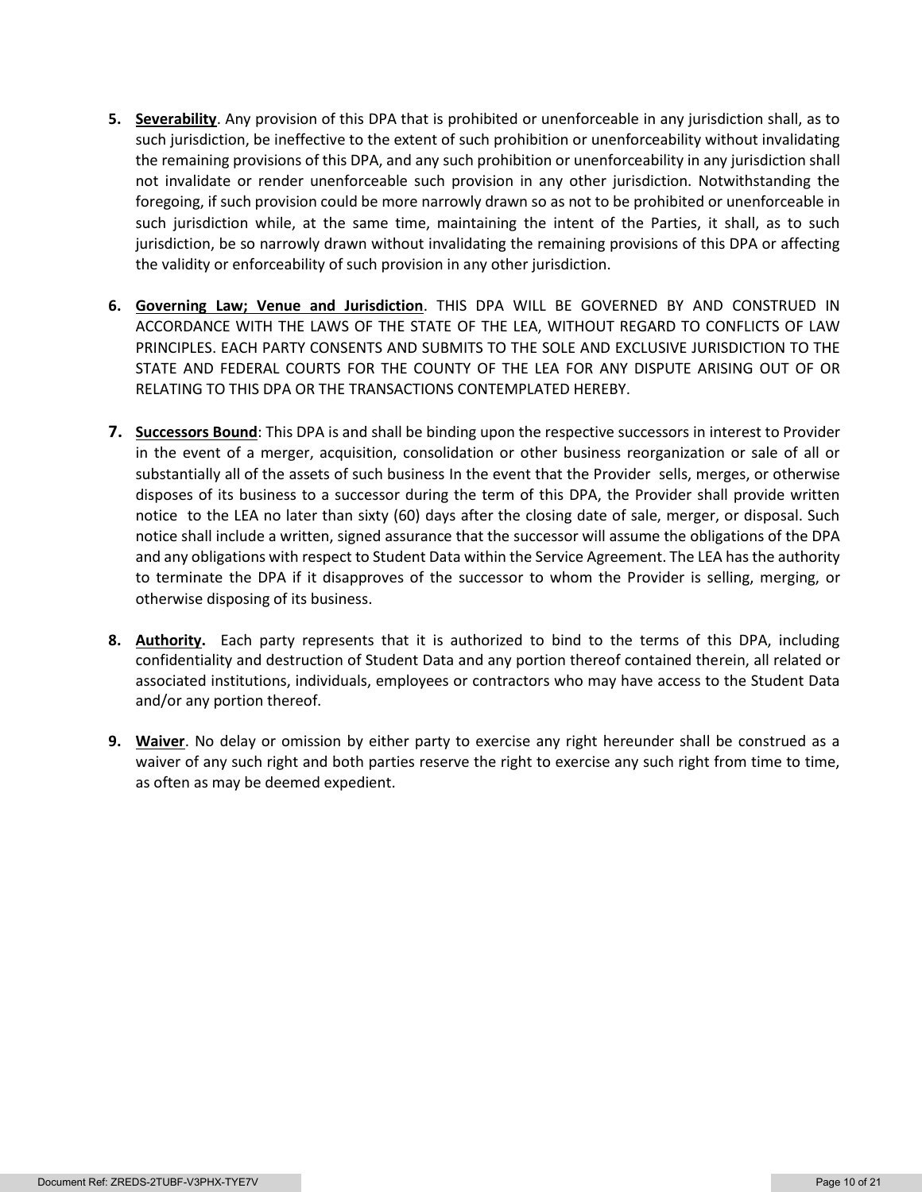5. **Severability**. Any provision of this DPA that is prohibited or unenforceable in any jurisdiction shall, as to such jurisdiction, be ineffective to the extent of such prohibition or unenforceability without invalidating the remaining provisions of this DPA, and any such prohibition or unenforceability in any jurisdiction shall not invalidate or render unenforceable such provision in any other jurisdiction. Notwithstanding the foregoing, if such provision could be more narrowly drawn so as not to be prohibited or unenforceable in such jurisdiction while, at the same time, maintaining the intent of the Parties, it shall, as to such jurisdiction, be so narrowly drawn without invalidating the remaining provisions of this DPA or affecting the validity or enforceability of such provision in any other jurisdiction.

6. **Governing Law; Venue and Jurisdiction**. THIS DPA WILL BE GOVERNED BY AND CONSTRUED IN ACCORDANCE WITH THE LAWS OF THE STATE OF THE LEA, WITHOUT REGARD TO CONFLICTS OF LAW PRINCIPLES. EACH PARTY CONSENTS AND SUBMITS TO THE SOLE AND EXCLUSIVE JURISDICTION TO THE STATE AND FEDERAL COURTS FOR THE COUNTY OF THE LEA FOR ANY DISPUTE ARISING OUT OF OR RELATING TO THIS DPA OR THE TRANSACTIONS CONTEMPLATED HEREBY.

7. **Successors Bound**: This DPA is and shall be binding upon the respective successors in interest to Provider in the event of a merger, acquisition, consolidation or other business reorganization or sale of all or substantially all of the assets of such business In the event that the Provider sells, merges, or otherwise disposes of its business to a successor during the term of this DPA, the Provider shall provide written notice to the LEA no later than sixty (60) days after the closing date of sale, merger, or disposal. Such notice shall include a written, signed assurance that the successor will assume the obligations of the DPA and any obligations with respect to Student Data within the Service Agreement. The LEA has the authority to terminate the DPA if it disapproves of the successor to whom the Provider is selling, merging, or otherwise disposing of its business.

8. **Authority.** Each party represents that it is authorized to bind to the terms of this DPA, including confidentiality and destruction of Student Data and any portion thereof contained therein, all related or associated institutions, individuals, employees or contractors who may have access to the Student Data and/or any portion thereof.

9. **Waiver**. No delay or omission by either party to exercise any right hereunder shall be construed as a waiver of any such right and both parties reserve the right to exercise any such right from time to time, as often as may be deemed expedient.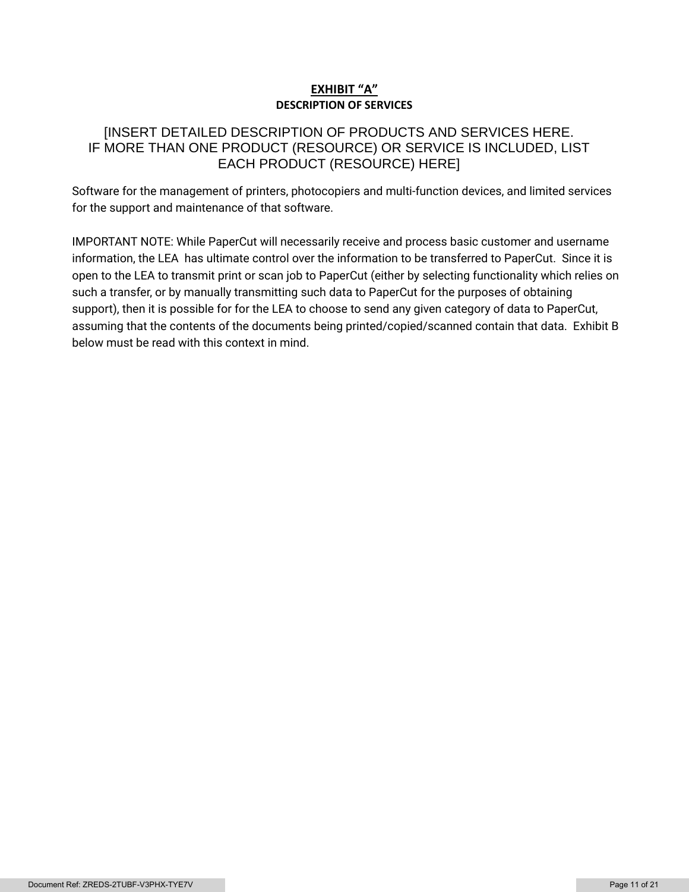# **EXHIBIT "A"**

## DESCRIPTION OF SERVICES

[INSERT DETAILED DESCRIPTION OF PRODUCTS AND SERVICES HERE. IF MORE THAN ONE PRODUCT (RESOURCE) OR SERVICE IS INCLUDED, LIST EACH PRODUCT (RESOURCE) HERE]

Software for the management of printers, photocopiers and multi-function devices, and limited services for the support and maintenance of that software.

IMPORTANT NOTE: While PaperCut will necessarily receive and process basic customer and username information, the LEA has ultimate control over the information to be transferred to PaperCut. Since it is open to the LEA to transmit print or scan job to PaperCut (either by selecting functionality which relies on such a transfer, or by manually transmitting such data to PaperCut for the purposes of obtaining support), then it is possible for for the LEA to choose to send any given category of data to PaperCut, assuming that the contents of the documents being printed/copied/scanned contain that data. Exhibit B below must be read with this context in mind.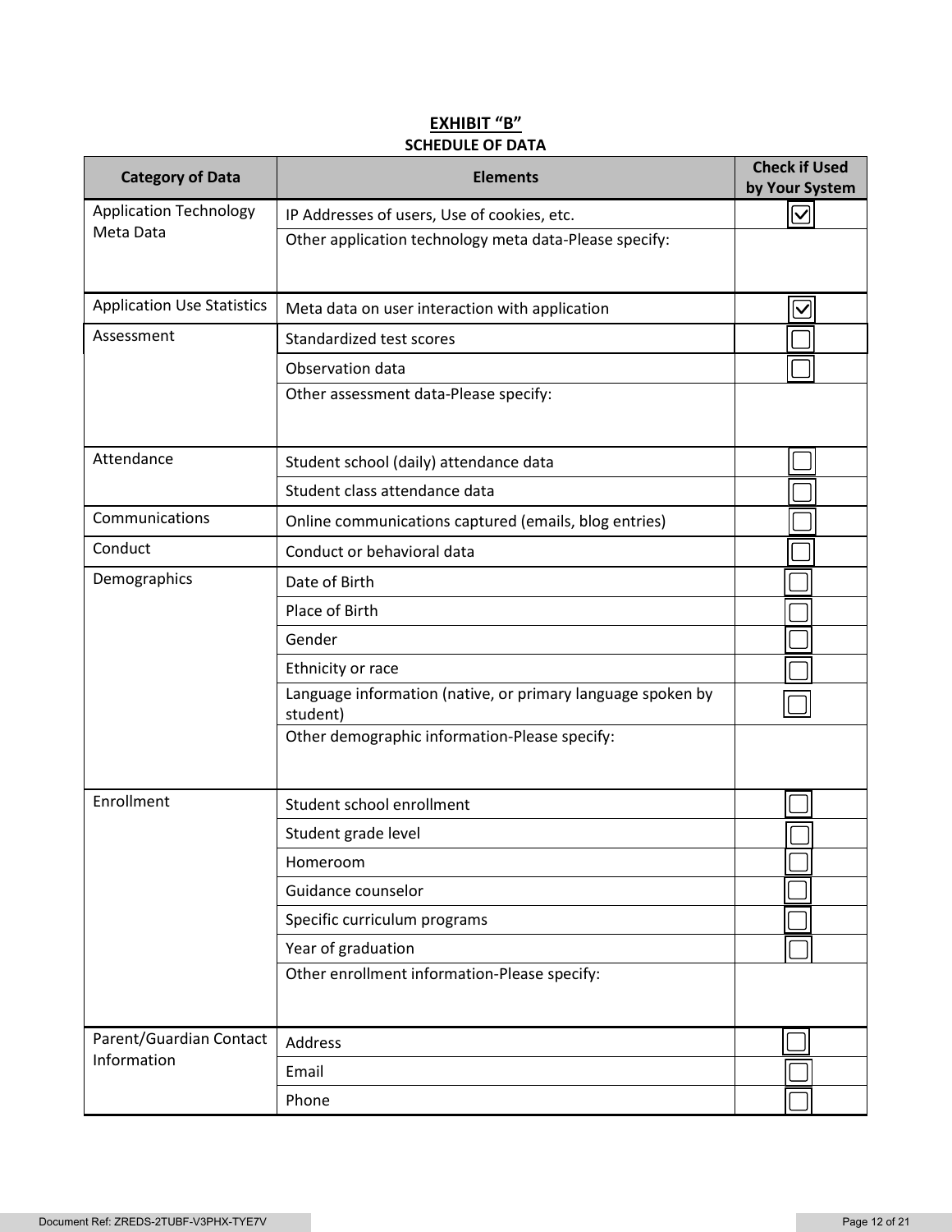# EXHIBIT "B"

**SCHEDULE OF DATA**

| Category of Data | Elements | Check if Used by Your System |
|---|---|---|
| Application Technology Meta Data | IP Addresses of users, Use of cookies, etc. | ☑ |
| | Other application technology meta data-Please specify: | |
| Application Use Statistics | Meta data on user interaction with application | ☑ |
| Assessment | Standardized test scores | ☐ |
| | Observation data | ☐ |
| | Other assessment data-Please specify: | |
| Attendance | Student school (daily) attendance data | ☐ |
| | Student class attendance data | ☐ |
| Communications | Online communications captured (emails, blog entries) | ☐ |
| Conduct | Conduct or behavioral data | ☐ |
| Demographics | Date of Birth | ☐ |
| | Place of Birth | ☐ |
| | Gender | ☐ |
| | Ethnicity or race | ☐ |
| | Language information (native, or primary language spoken by student) | ☐ |
| | Other demographic information-Please specify: | |
| Enrollment | Student school enrollment | ☐ |
| | Student grade level | ☐ |
| | Homeroom | ☐ |
| | Guidance counselor | ☐ |
| | Specific curriculum programs | ☐ |
| | Year of graduation | ☐ |
| | Other enrollment information-Please specify: | |
| Parent/Guardian Contact Information | Address | ☐ |
| | Email | ☐ |
| | Phone | ☐ |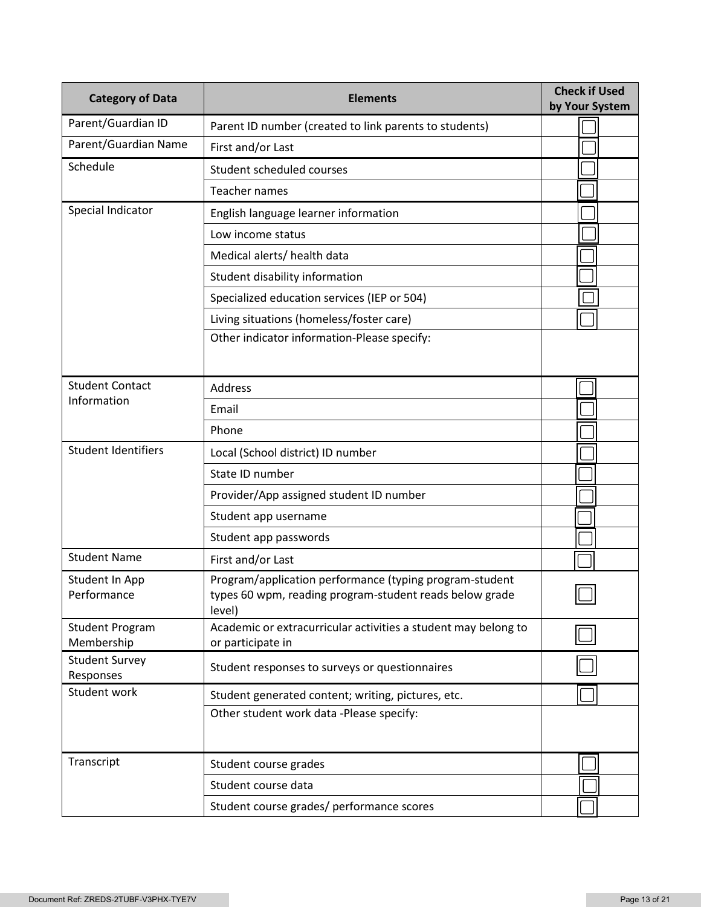| Category of Data | Elements | Check if Used by Your System |
|---|---|---|
| Parent/Guardian ID | Parent ID number (created to link parents to students) | ☐ |
| Parent/Guardian Name | First and/or Last | ☐ |
| Schedule | Student scheduled courses | ☐ |
| | Teacher names | ☐ |
| Special Indicator | English language learner information | ☐ |
| | Low income status | ☐ |
| | Medical alerts/ health data | ☐ |
| | Student disability information | ☐ |
| | Specialized education services (IEP or 504) | ☐ |
| | Living situations (homeless/foster care) | ☐ |
| | Other indicator information-Please specify: | |
| Student Contact Information | Address | ☐ |
| | Email | ☐ |
| | Phone | ☐ |
| Student Identifiers | Local (School district) ID number | ☐ |
| | State ID number | ☐ |
| | Provider/App assigned student ID number | ☐ |
| | Student app username | ☐ |
| | Student app passwords | ☐ |
| Student Name | First and/or Last | ☐ |
| Student In App Performance | Program/application performance (typing program-student types 60 wpm, reading program-student reads below grade level) | ☐ |
| Student Program Membership | Academic or extracurricular activities a student may belong to or participate in | ☐ |
| Student Survey Responses | Student responses to surveys or questionnaires | ☐ |
| Student work | Student generated content; writing, pictures, etc. | ☐ |
| | Other student work data -Please specify: | |
| Transcript | Student course grades | ☐ |
| | Student course data | ☐ |
| | Student course grades/ performance scores | ☐ |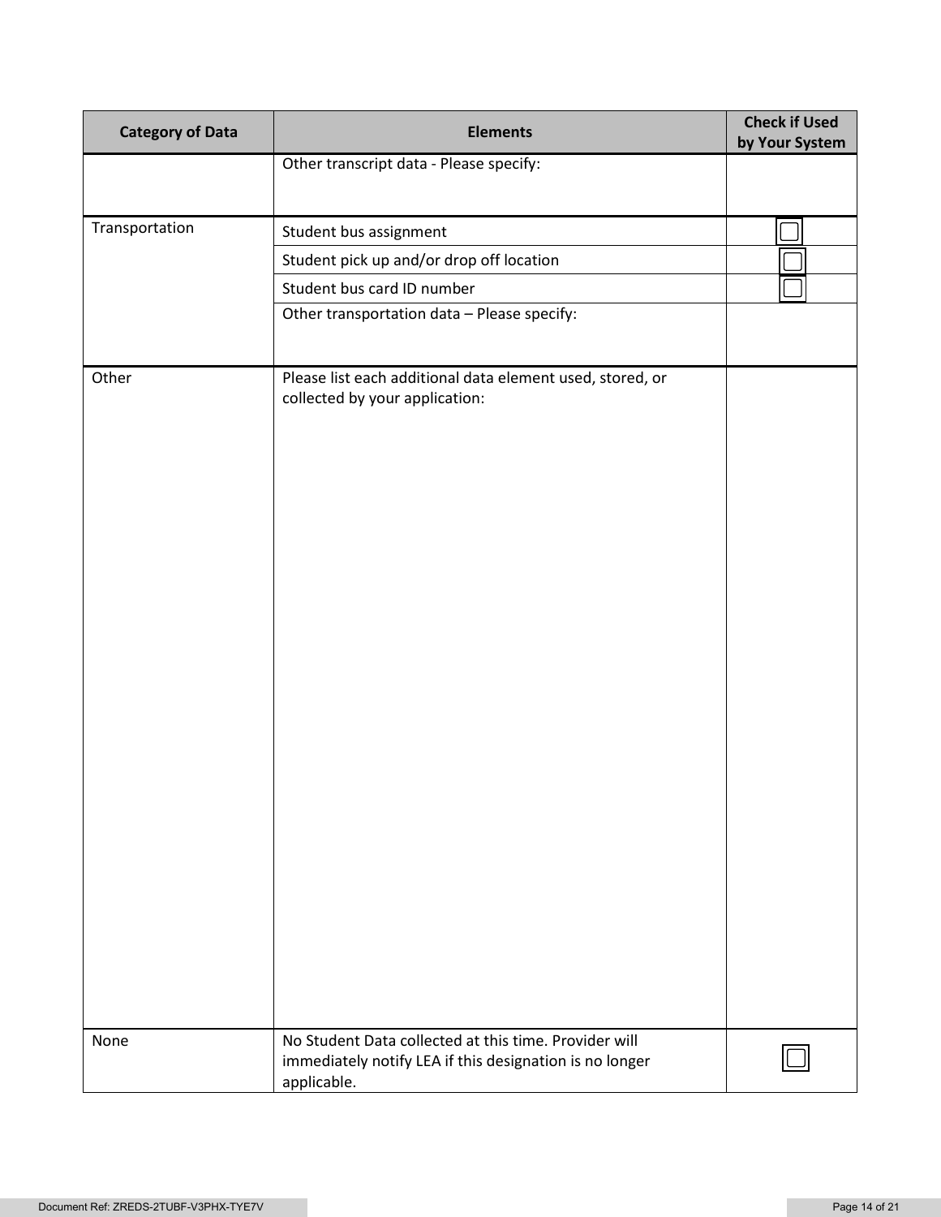| Category of Data | Elements | Check if Used by Your System |
| --- | --- | --- |
| | Other transcript data - Please specify: | |
| Transportation | Student bus assignment | ☐ |
| | Student pick up and/or drop off location | ☐ |
| | Student bus card ID number | ☐ |
| | Other transportation data – Please specify: | |
| Other | Please list each additional data element used, stored, or collected by your application: | |
| None | No Student Data collected at this time. Provider will immediately notify LEA if this designation is no longer applicable. | ☐ |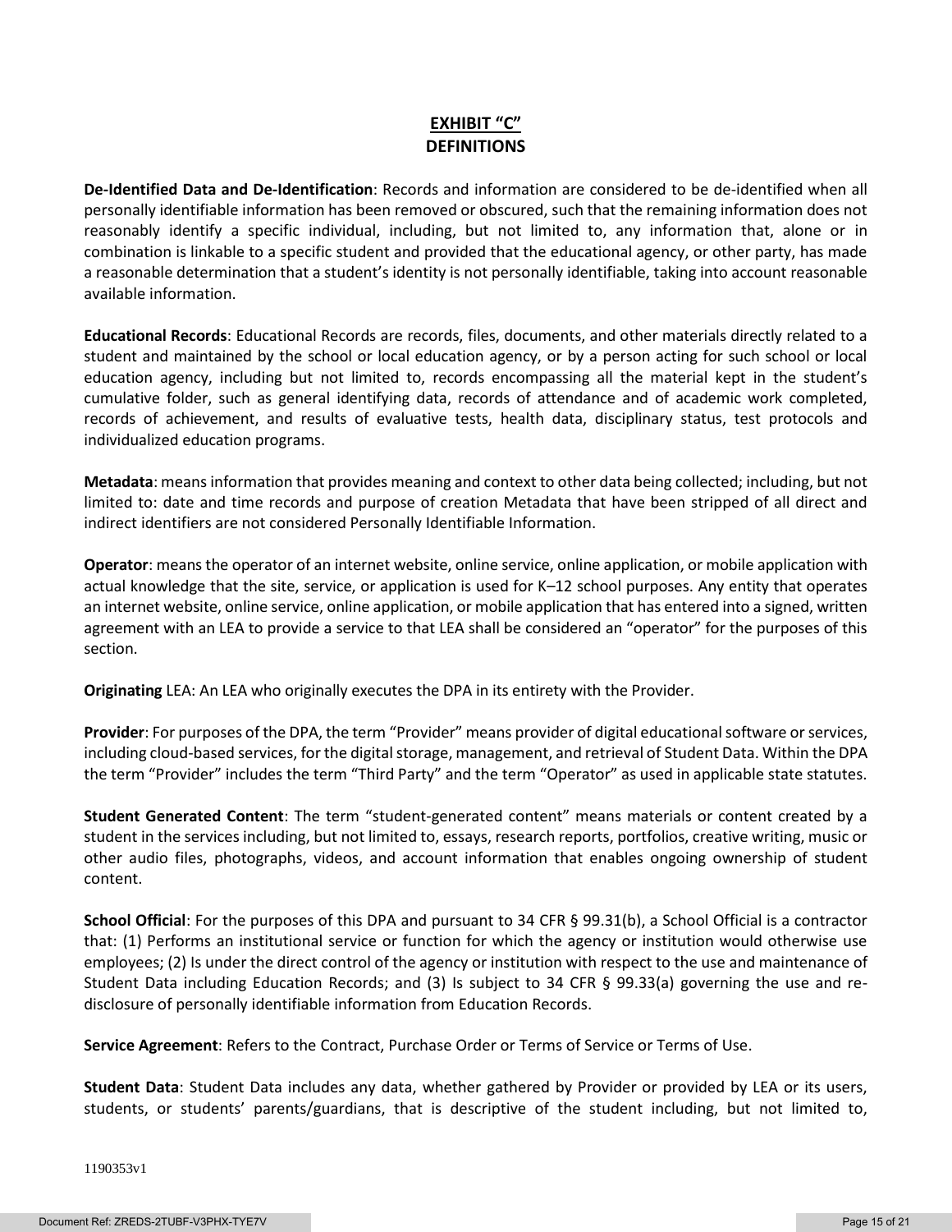## EXHIBIT "C"
## DEFINITIONS

**De-Identified Data and De-Identification**: Records and information are considered to be de-identified when all personally identifiable information has been removed or obscured, such that the remaining information does not reasonably identify a specific individual, including, but not limited to, any information that, alone or in combination is linkable to a specific student and provided that the educational agency, or other party, has made a reasonable determination that a student's identity is not personally identifiable, taking into account reasonable available information.

**Educational Records**: Educational Records are records, files, documents, and other materials directly related to a student and maintained by the school or local education agency, or by a person acting for such school or local education agency, including but not limited to, records encompassing all the material kept in the student's cumulative folder, such as general identifying data, records of attendance and of academic work completed, records of achievement, and results of evaluative tests, health data, disciplinary status, test protocols and individualized education programs.

**Metadata**: means information that provides meaning and context to other data being collected; including, but not limited to: date and time records and purpose of creation Metadata that have been stripped of all direct and indirect identifiers are not considered Personally Identifiable Information.

**Operator**: means the operator of an internet website, online service, online application, or mobile application with actual knowledge that the site, service, or application is used for K–12 school purposes. Any entity that operates an internet website, online service, online application, or mobile application that has entered into a signed, written agreement with an LEA to provide a service to that LEA shall be considered an "operator" for the purposes of this section.

**Originating** LEA: An LEA who originally executes the DPA in its entirety with the Provider.

**Provider**: For purposes of the DPA, the term "Provider" means provider of digital educational software or services, including cloud-based services, for the digital storage, management, and retrieval of Student Data. Within the DPA the term "Provider" includes the term "Third Party" and the term "Operator" as used in applicable state statutes.

**Student Generated Content**: The term "student-generated content" means materials or content created by a student in the services including, but not limited to, essays, research reports, portfolios, creative writing, music or other audio files, photographs, videos, and account information that enables ongoing ownership of student content.

**School Official**: For the purposes of this DPA and pursuant to 34 CFR § 99.31(b), a School Official is a contractor that: (1) Performs an institutional service or function for which the agency or institution would otherwise use employees; (2) Is under the direct control of the agency or institution with respect to the use and maintenance of Student Data including Education Records; and (3) Is subject to 34 CFR § 99.33(a) governing the use and re-disclosure of personally identifiable information from Education Records.

**Service Agreement**: Refers to the Contract, Purchase Order or Terms of Service or Terms of Use.

**Student Data**: Student Data includes any data, whether gathered by Provider or provided by LEA or its users, students, or students' parents/guardians, that is descriptive of the student including, but not limited to,

1190353v1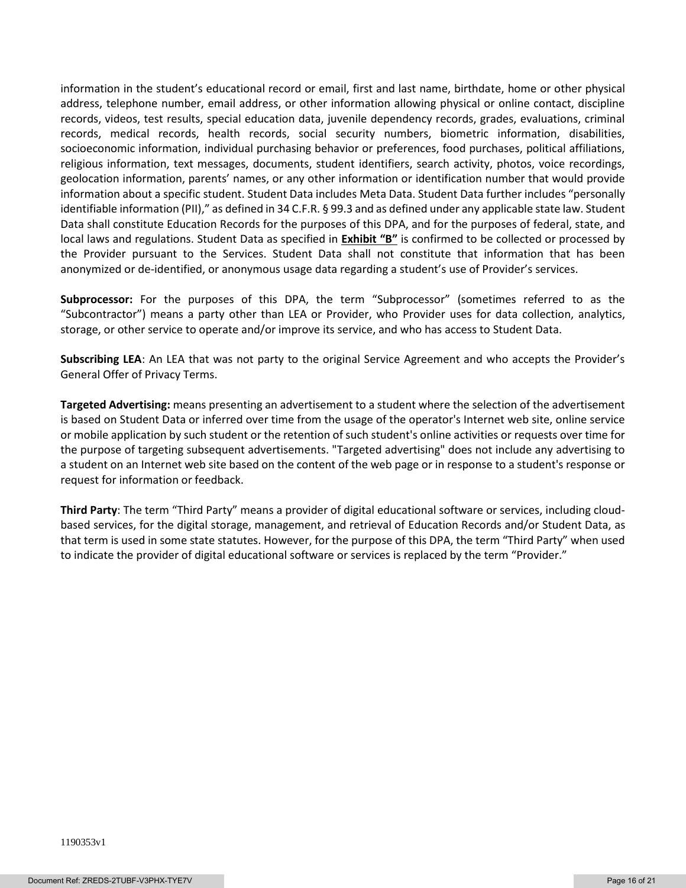information in the student's educational record or email, first and last name, birthdate, home or other physical address, telephone number, email address, or other information allowing physical or online contact, discipline records, videos, test results, special education data, juvenile dependency records, grades, evaluations, criminal records, medical records, health records, social security numbers, biometric information, disabilities, socioeconomic information, individual purchasing behavior or preferences, food purchases, political affiliations, religious information, text messages, documents, student identifiers, search activity, photos, voice recordings, geolocation information, parents' names, or any other information or identification number that would provide information about a specific student. Student Data includes Meta Data. Student Data further includes "personally identifiable information (PII)," as defined in 34 C.F.R. § 99.3 and as defined under any applicable state law. Student Data shall constitute Education Records for the purposes of this DPA, and for the purposes of federal, state, and local laws and regulations. Student Data as specified in **Exhibit "B"** is confirmed to be collected or processed by the Provider pursuant to the Services. Student Data shall not constitute that information that has been anonymized or de-identified, or anonymous usage data regarding a student's use of Provider's services.

**Subprocessor:** For the purposes of this DPA, the term "Subprocessor" (sometimes referred to as the "Subcontractor") means a party other than LEA or Provider, who Provider uses for data collection, analytics, storage, or other service to operate and/or improve its service, and who has access to Student Data.

**Subscribing LEA**: An LEA that was not party to the original Service Agreement and who accepts the Provider's General Offer of Privacy Terms.

**Targeted Advertising:** means presenting an advertisement to a student where the selection of the advertisement is based on Student Data or inferred over time from the usage of the operator's Internet web site, online service or mobile application by such student or the retention of such student's online activities or requests over time for the purpose of targeting subsequent advertisements. "Targeted advertising" does not include any advertising to a student on an Internet web site based on the content of the web page or in response to a student's response or request for information or feedback.

**Third Party**: The term "Third Party" means a provider of digital educational software or services, including cloud-based services, for the digital storage, management, and retrieval of Education Records and/or Student Data, as that term is used in some state statutes. However, for the purpose of this DPA, the term "Third Party" when used to indicate the provider of digital educational software or services is replaced by the term "Provider."

1190353v1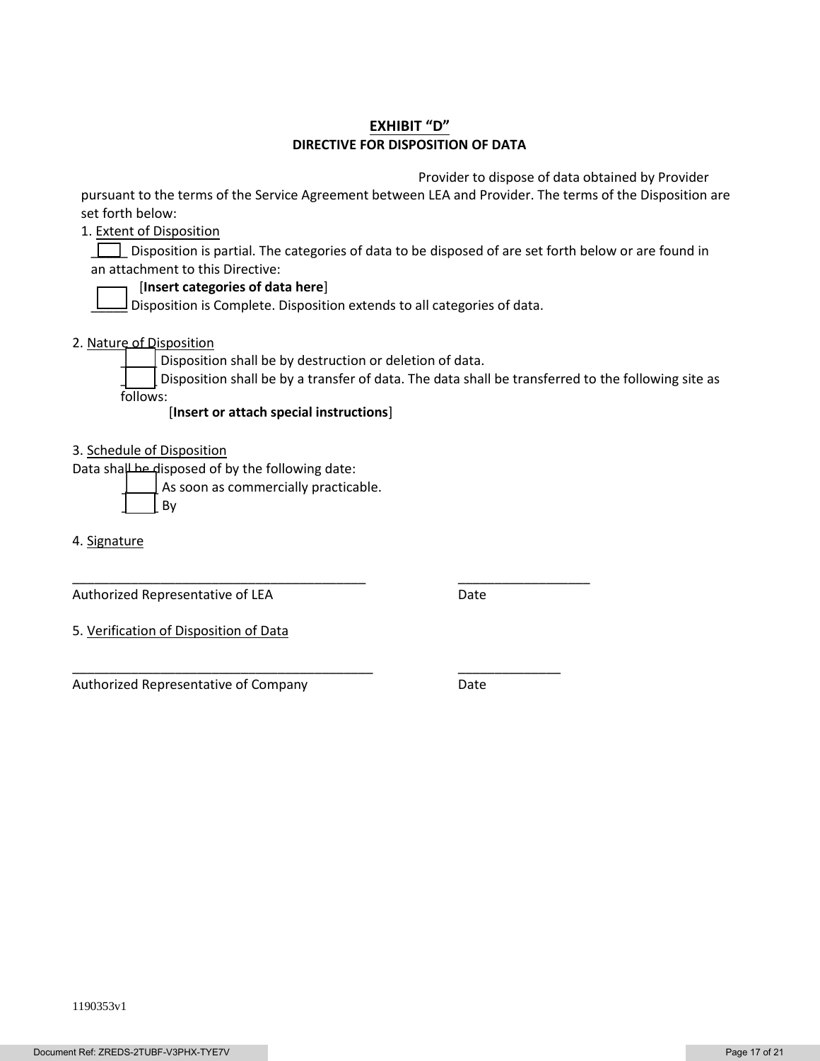# EXHIBIT "D"

## DIRECTIVE FOR DISPOSITION OF DATA

Provider to dispose of data obtained by Provider pursuant to the terms of the Service Agreement between LEA and Provider. The terms of the Disposition are set forth below:

1. Extent of Disposition

☐ Disposition is partial. The categories of data to be disposed of are set forth below or are found in an attachment to this Directive:

☐ [**Insert categories of data here**]

☐ Disposition is Complete. Disposition extends to all categories of data.

2. Nature of Disposition

☐ Disposition shall be by destruction or deletion of data.

☐ Disposition shall be by a transfer of data. The data shall be transferred to the following site as follows:

[**Insert or attach special instructions**]

3. Schedule of Disposition

Data shall be disposed of by the following date:

☐ As soon as commercially practicable.

☐ By

4. Signature

_________________________________________ __________________

Authorized Representative of LEA Date

5. Verification of Disposition of Data

___________________________________________ ______________

Authorized Representative of Company Date

1190353v1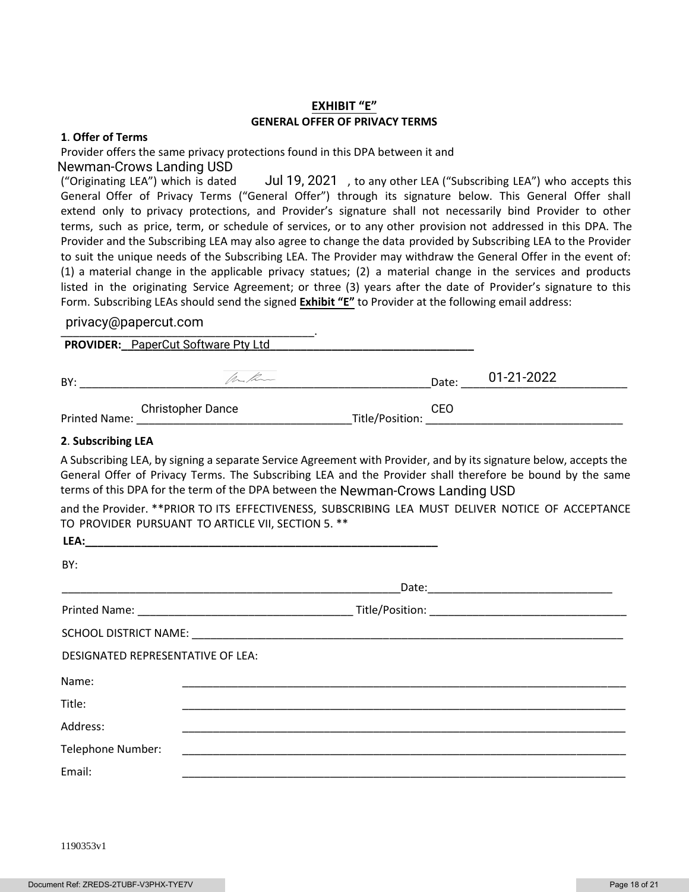# EXHIBIT "E"

## GENERAL OFFER OF PRIVACY TERMS

**1**. **Offer of Terms**

Provider offers the same privacy protections found in this DPA between it and Newman-Crows Landing USD ("Originating LEA") which is dated Jul 19, 2021, to any other LEA ("Subscribing LEA") who accepts this General Offer of Privacy Terms ("General Offer") through its signature below. This General Offer shall extend only to privacy protections, and Provider's signature shall not necessarily bind Provider to other terms, such as price, term, or schedule of services, or to any other provision not addressed in this DPA. The Provider and the Subscribing LEA may also agree to change the data provided by Subscribing LEA to the Provider to suit the unique needs of the Subscribing LEA. The Provider may withdraw the General Offer in the event of: (1) a material change in the applicable privacy statues; (2) a material change in the services and products listed in the originating Service Agreement; or three (3) years after the date of Provider's signature to this Form. Subscribing LEAs should send the signed **Exhibit "E"** to Provider at the following email address:

privacy@papercut.com.

**PROVIDER:** PaperCut Software Pty Ltd

BY: [signature] Date: 01-21-2022

Printed Name: Christopher Dance Title/Position: CEO

**2**. **Subscribing LEA**

A Subscribing LEA, by signing a separate Service Agreement with Provider, and by its signature below, accepts the General Offer of Privacy Terms. The Subscribing LEA and the Provider shall therefore be bound by the same terms of this DPA for the term of the DPA between the Newman-Crows Landing USD and the Provider. **PRIOR TO ITS EFFECTIVENESS, SUBSCRIBING LEA MUST DELIVER NOTICE OF ACCEPTANCE TO PROVIDER PURSUANT TO ARTICLE VII, SECTION 5. **

**LEA:**\_\_\_\_\_\_\_\_\_\_\_\_\_\_\_\_\_\_\_\_\_\_\_\_\_\_\_\_\_\_

BY:

\_\_\_\_\_\_\_\_\_\_\_\_\_\_\_\_\_\_\_\_\_\_\_\_\_\_\_\_\_\_ Date: \_\_\_\_\_\_\_\_\_\_\_\_\_\_\_\_\_\_\_\_

Printed Name: \_\_\_\_\_\_\_\_\_\_\_\_\_\_\_\_\_\_\_\_ Title/Position: \_\_\_\_\_\_\_\_\_\_\_\_\_\_\_\_\_\_\_\_

SCHOOL DISTRICT NAME: \_\_\_\_\_\_\_\_\_\_\_\_\_\_\_\_\_\_\_\_\_\_\_\_\_\_\_\_\_\_

DESIGNATED REPRESENTATIVE OF LEA:

Name: \_\_\_\_\_\_\_\_\_\_\_\_\_\_\_\_\_\_\_\_\_\_\_\_\_\_\_\_\_\_

Title: \_\_\_\_\_\_\_\_\_\_\_\_\_\_\_\_\_\_\_\_\_\_\_\_\_\_\_\_\_\_

Address: \_\_\_\_\_\_\_\_\_\_\_\_\_\_\_\_\_\_\_\_\_\_\_\_\_\_\_\_\_\_

Telephone Number: \_\_\_\_\_\_\_\_\_\_\_\_\_\_\_\_\_\_\_\_\_\_\_\_\_\_\_\_\_\_

Email: \_\_\_\_\_\_\_\_\_\_\_\_\_\_\_\_\_\_\_\_\_\_\_\_\_\_\_\_\_\_

1190353v1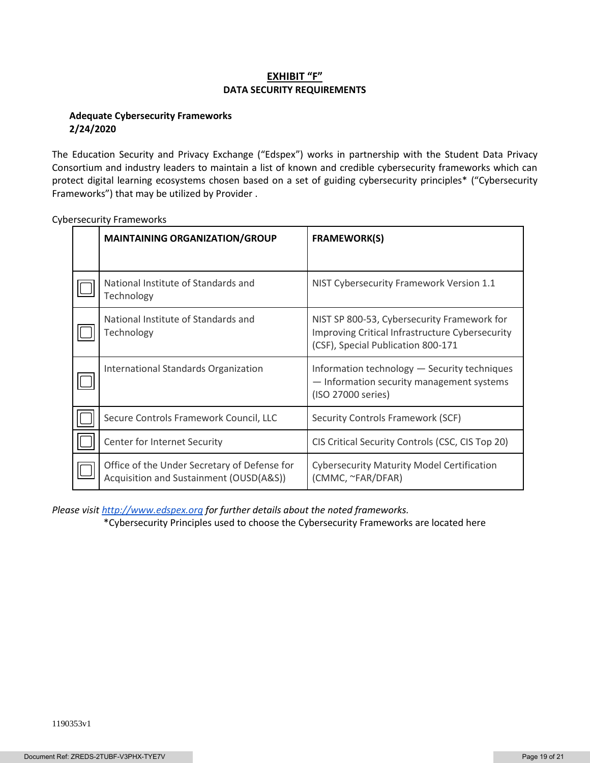# EXHIBIT "F"

## DATA SECURITY REQUIREMENTS

**Adequate Cybersecurity Frameworks**
**2/24/2020**

The Education Security and Privacy Exchange ("Edspex") works in partnership with the Student Data Privacy Consortium and industry leaders to maintain a list of known and credible cybersecurity frameworks which can protect digital learning ecosystems chosen based on a set of guiding cybersecurity principles* ("Cybersecurity Frameworks") that may be utilized by Provider .

Cybersecurity Frameworks

| | MAINTAINING ORGANIZATION/GROUP | FRAMEWORK(S) |
|---|---|---|
| ☐ | National Institute of Standards and Technology | NIST Cybersecurity Framework Version 1.1 |
| ☐ | National Institute of Standards and Technology | NIST SP 800-53, Cybersecurity Framework for Improving Critical Infrastructure Cybersecurity (CSF), Special Publication 800-171 |
| ☐ | International Standards Organization | Information technology — Security techniques — Information security management systems (ISO 27000 series) |
| ☐ | Secure Controls Framework Council, LLC | Security Controls Framework (SCF) |
| ☐ | Center for Internet Security | CIS Critical Security Controls (CSC, CIS Top 20) |
| ☐ | Office of the Under Secretary of Defense for Acquisition and Sustainment (OUSD(A&S)) | Cybersecurity Maturity Model Certification (CMMC, ~FAR/DFAR) |

*Please visit [http://www.edspex.org](http://www.edspex.org) for further details about the noted frameworks.*

*Cybersecurity Principles used to choose the Cybersecurity Frameworks are located here

1190353v1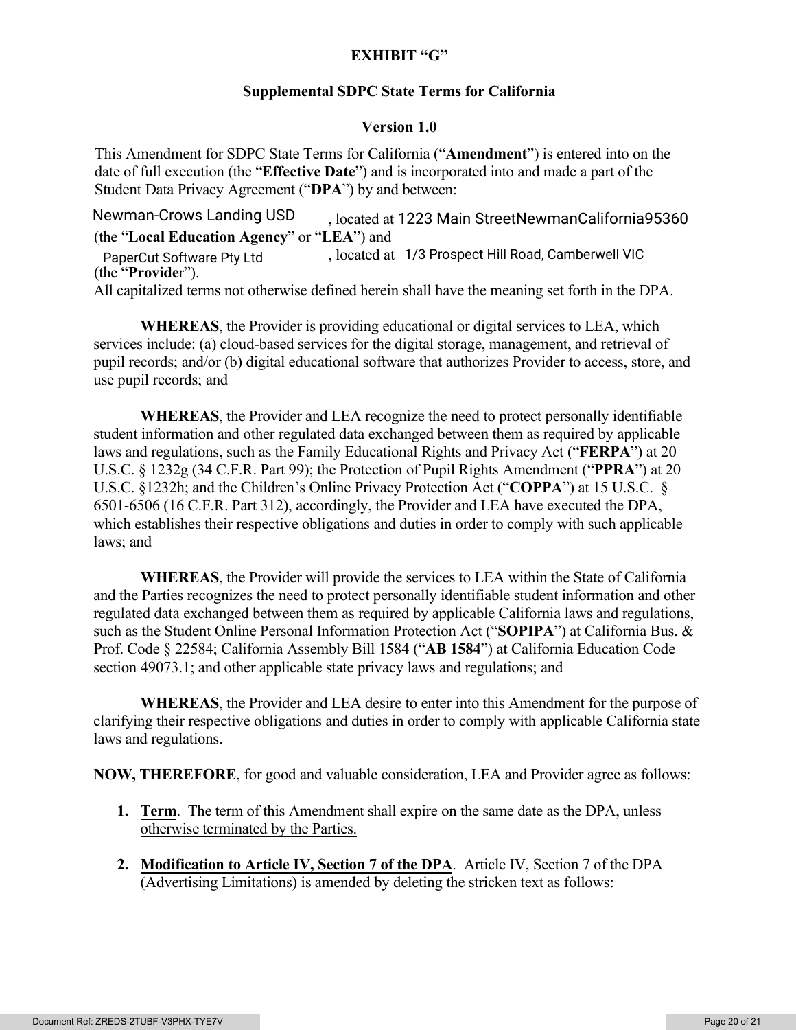**EXHIBIT "G"**

**Supplemental SDPC State Terms for California**

**Version 1.0**

This Amendment for SDPC State Terms for California ("**Amendment**") is entered into on the date of full execution (the "**Effective Date**") and is incorporated into and made a part of the Student Data Privacy Agreement ("**DPA**") by and between:

Newman-Crows Landing USD, located at 1223 Main StreetNewmanCalifornia95360 (the "**Local Education Agency**" or "**LEA**") and PaperCut Software Pty Ltd, located at 1/3 Prospect Hill Road, Camberwell VIC (the "**Provider**").

All capitalized terms not otherwise defined herein shall have the meaning set forth in the DPA.

**WHEREAS**, the Provider is providing educational or digital services to LEA, which services include: (a) cloud-based services for the digital storage, management, and retrieval of pupil records; and/or (b) digital educational software that authorizes Provider to access, store, and use pupil records; and

**WHEREAS**, the Provider and LEA recognize the need to protect personally identifiable student information and other regulated data exchanged between them as required by applicable laws and regulations, such as the Family Educational Rights and Privacy Act ("**FERPA**") at 20 U.S.C. § 1232g (34 C.F.R. Part 99); the Protection of Pupil Rights Amendment ("**PPRA**") at 20 U.S.C. §1232h; and the Children's Online Privacy Protection Act ("**COPPA**") at 15 U.S.C. § 6501-6506 (16 C.F.R. Part 312), accordingly, the Provider and LEA have executed the DPA, which establishes their respective obligations and duties in order to comply with such applicable laws; and

**WHEREAS**, the Provider will provide the services to LEA within the State of California and the Parties recognizes the need to protect personally identifiable student information and other regulated data exchanged between them as required by applicable California laws and regulations, such as the Student Online Personal Information Protection Act ("**SOPIPA**") at California Bus. & Prof. Code § 22584; California Assembly Bill 1584 ("**AB 1584**") at California Education Code section 49073.1; and other applicable state privacy laws and regulations; and

**WHEREAS**, the Provider and LEA desire to enter into this Amendment for the purpose of clarifying their respective obligations and duties in order to comply with applicable California state laws and regulations.

**NOW, THEREFORE**, for good and valuable consideration, LEA and Provider agree as follows:

1. **Term**. The term of this Amendment shall expire on the same date as the DPA, unless otherwise terminated by the Parties.

2. **Modification to Article IV, Section 7 of the DPA**. Article IV, Section 7 of the DPA (Advertising Limitations) is amended by deleting the stricken text as follows: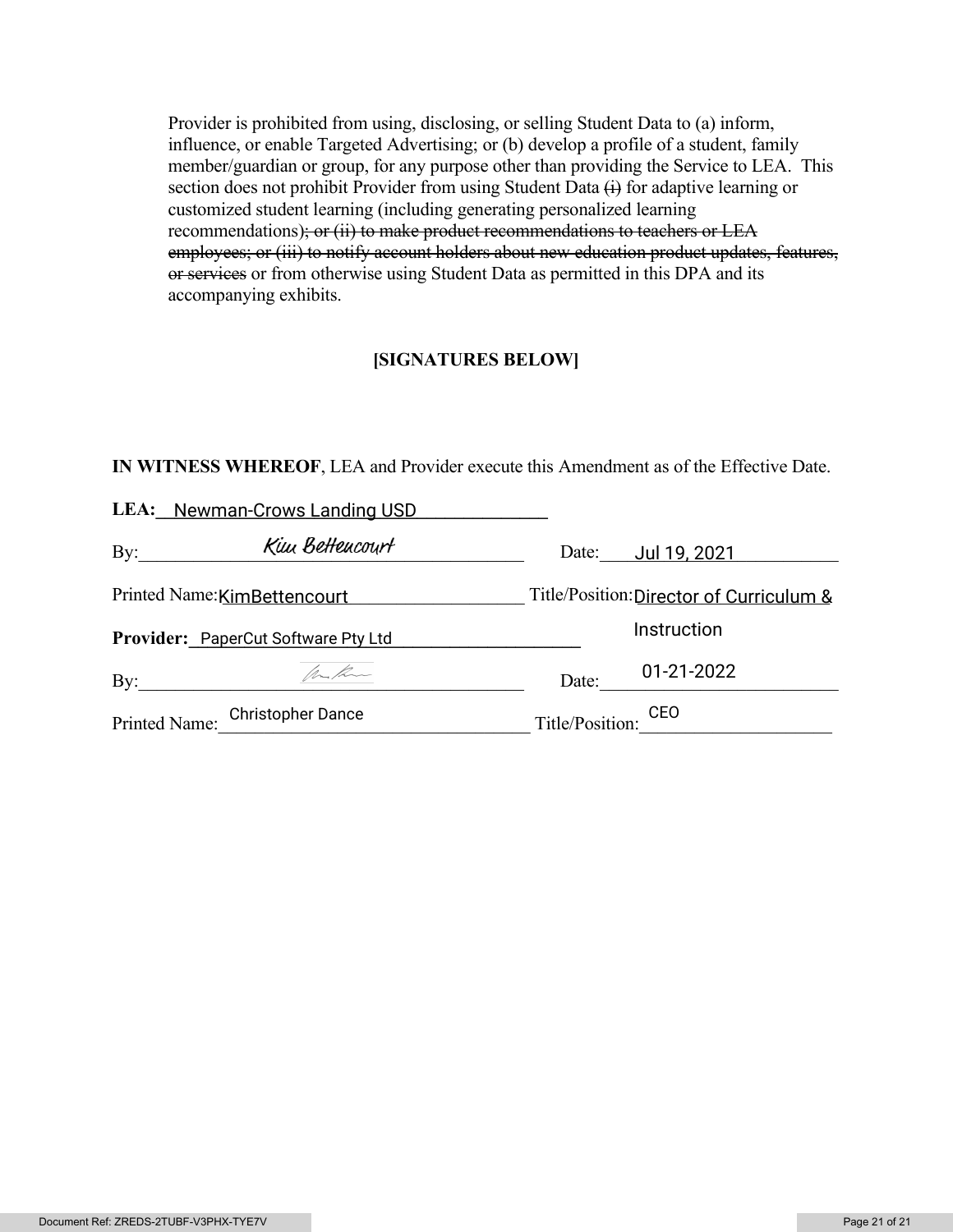Provider is prohibited from using, disclosing, or selling Student Data to (a) inform, influence, or enable Targeted Advertising; or (b) develop a profile of a student, family member/guardian or group, for any purpose other than providing the Service to LEA. This section does not prohibit Provider from using Student Data ~~(i)~~ for adaptive learning or customized student learning (including generating personalized learning recommendations)~~; or (ii) to make product recommendations to teachers or LEA employees; or (iii) to notify account holders about new education product updates, features, or services~~ or from otherwise using Student Data as permitted in this DPA and its accompanying exhibits.

**[SIGNATURES BELOW]**

**IN WITNESS WHEREOF**, LEA and Provider execute this Amendment as of the Effective Date.

**LEA:** Newman-Crows Landing USD

By: *Kim Bettencourt* Date: Jul 19, 2021

Printed Name: KimBettencourt Title/Position: Director of Curriculum & Instruction

**Provider:** PaperCut Software Pty Ltd

By: \_\_\_\_\_\_\_\_\_\_ Date: 01-21-2022

Printed Name: Christopher Dance Title/Position: CEO